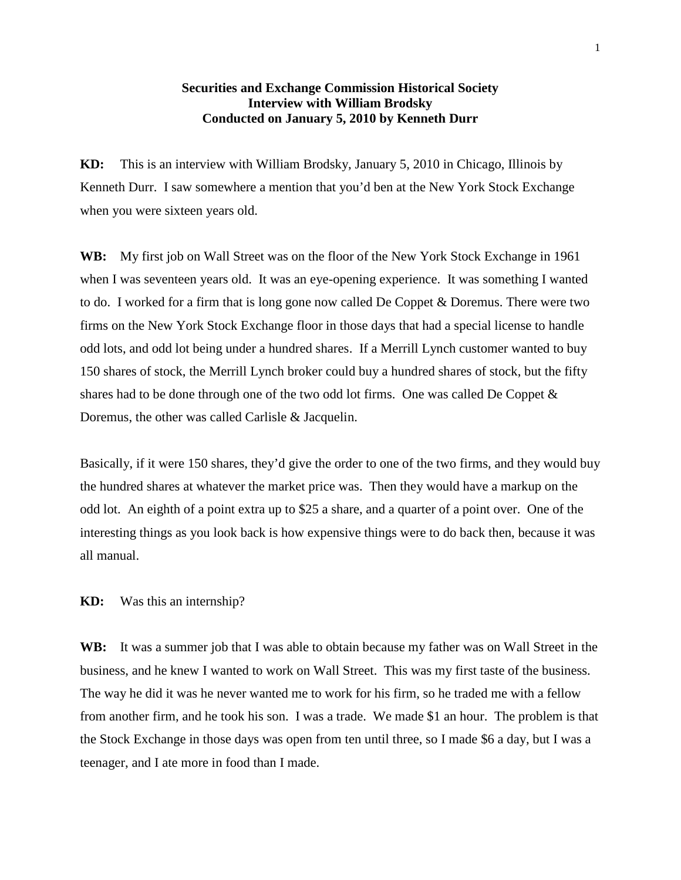**Securities and Exchange Commission Historical Society**
**Interview with William Brodsky**
**Conducted on January 5, 2010 by Kenneth Durr**

**KD:** This is an interview with William Brodsky, January 5, 2010 in Chicago, Illinois by Kenneth Durr. I saw somewhere a mention that you'd ben at the New York Stock Exchange when you were sixteen years old.

**WB:** My first job on Wall Street was on the floor of the New York Stock Exchange in 1961 when I was seventeen years old. It was an eye-opening experience. It was something I wanted to do. I worked for a firm that is long gone now called De Coppet & Doremus. There were two firms on the New York Stock Exchange floor in those days that had a special license to handle odd lots, and odd lot being under a hundred shares. If a Merrill Lynch customer wanted to buy 150 shares of stock, the Merrill Lynch broker could buy a hundred shares of stock, but the fifty shares had to be done through one of the two odd lot firms. One was called De Coppet & Doremus, the other was called Carlisle & Jacquelin.

Basically, if it were 150 shares, they'd give the order to one of the two firms, and they would buy the hundred shares at whatever the market price was. Then they would have a markup on the odd lot. An eighth of a point extra up to $25 a share, and a quarter of a point over. One of the interesting things as you look back is how expensive things were to do back then, because it was all manual.

**KD:** Was this an internship?

**WB:** It was a summer job that I was able to obtain because my father was on Wall Street in the business, and he knew I wanted to work on Wall Street. This was my first taste of the business. The way he did it was he never wanted me to work for his firm, so he traded me with a fellow from another firm, and he took his son. I was a trade. We made $1 an hour. The problem is that the Stock Exchange in those days was open from ten until three, so I made $6 a day, but I was a teenager, and I ate more in food than I made.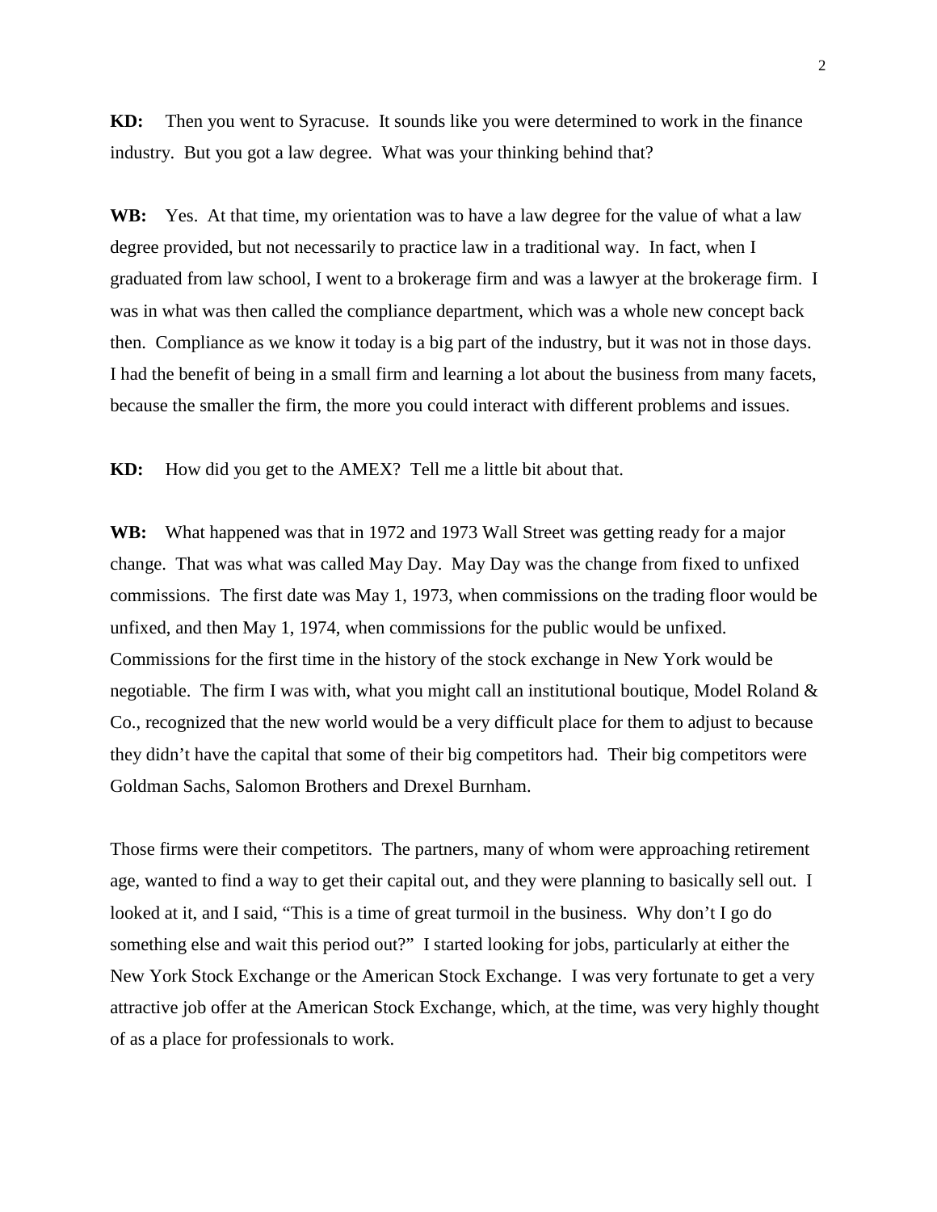**KD:** Then you went to Syracuse. It sounds like you were determined to work in the finance industry. But you got a law degree. What was your thinking behind that?

**WB:** Yes. At that time, my orientation was to have a law degree for the value of what a law degree provided, but not necessarily to practice law in a traditional way. In fact, when I graduated from law school, I went to a brokerage firm and was a lawyer at the brokerage firm. I was in what was then called the compliance department, which was a whole new concept back then. Compliance as we know it today is a big part of the industry, but it was not in those days. I had the benefit of being in a small firm and learning a lot about the business from many facets, because the smaller the firm, the more you could interact with different problems and issues.

**KD:** How did you get to the AMEX? Tell me a little bit about that.

**WB:** What happened was that in 1972 and 1973 Wall Street was getting ready for a major change. That was what was called May Day. May Day was the change from fixed to unfixed commissions. The first date was May 1, 1973, when commissions on the trading floor would be unfixed, and then May 1, 1974, when commissions for the public would be unfixed. Commissions for the first time in the history of the stock exchange in New York would be negotiable. The firm I was with, what you might call an institutional boutique, Model Roland & Co., recognized that the new world would be a very difficult place for them to adjust to because they didn't have the capital that some of their big competitors had. Their big competitors were Goldman Sachs, Salomon Brothers and Drexel Burnham.

Those firms were their competitors. The partners, many of whom were approaching retirement age, wanted to find a way to get their capital out, and they were planning to basically sell out. I looked at it, and I said, "This is a time of great turmoil in the business. Why don't I go do something else and wait this period out?" I started looking for jobs, particularly at either the New York Stock Exchange or the American Stock Exchange. I was very fortunate to get a very attractive job offer at the American Stock Exchange, which, at the time, was very highly thought of as a place for professionals to work.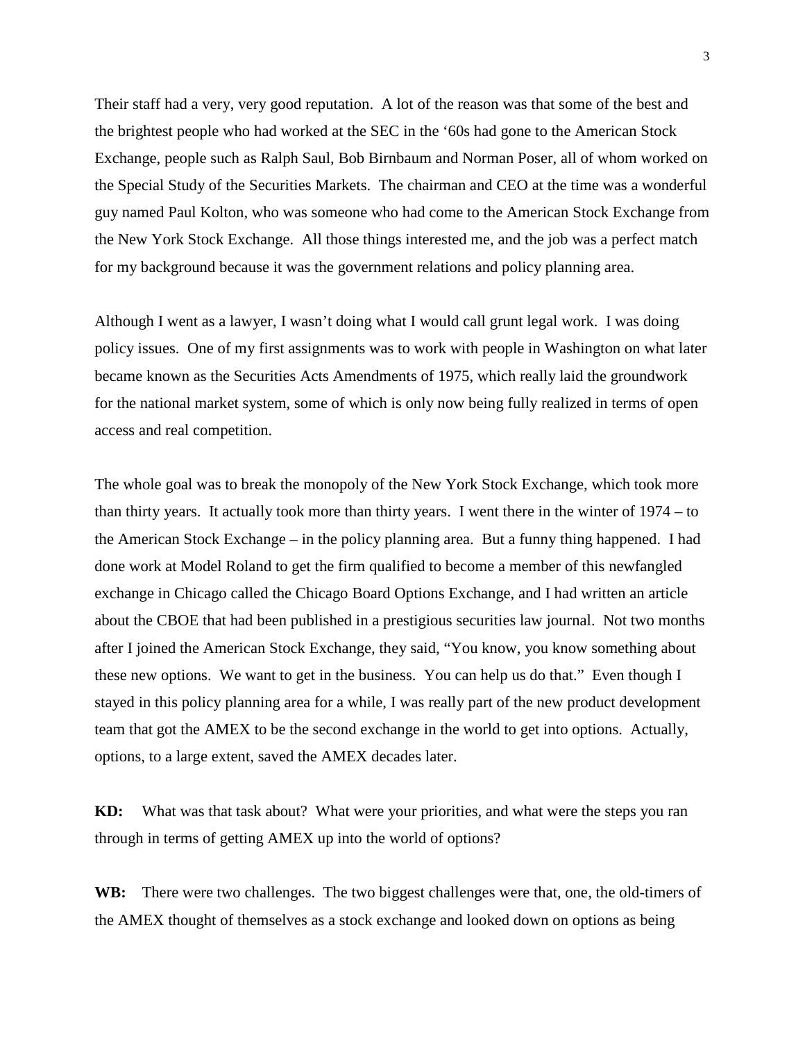Their staff had a very, very good reputation. A lot of the reason was that some of the best and the brightest people who had worked at the SEC in the '60s had gone to the American Stock Exchange, people such as Ralph Saul, Bob Birnbaum and Norman Poser, all of whom worked on the Special Study of the Securities Markets. The chairman and CEO at the time was a wonderful guy named Paul Kolton, who was someone who had come to the American Stock Exchange from the New York Stock Exchange. All those things interested me, and the job was a perfect match for my background because it was the government relations and policy planning area.

Although I went as a lawyer, I wasn't doing what I would call grunt legal work. I was doing policy issues. One of my first assignments was to work with people in Washington on what later became known as the Securities Acts Amendments of 1975, which really laid the groundwork for the national market system, some of which is only now being fully realized in terms of open access and real competition.

The whole goal was to break the monopoly of the New York Stock Exchange, which took more than thirty years. It actually took more than thirty years. I went there in the winter of 1974 – to the American Stock Exchange – in the policy planning area. But a funny thing happened. I had done work at Model Roland to get the firm qualified to become a member of this newfangled exchange in Chicago called the Chicago Board Options Exchange, and I had written an article about the CBOE that had been published in a prestigious securities law journal. Not two months after I joined the American Stock Exchange, they said, "You know, you know something about these new options. We want to get in the business. You can help us do that." Even though I stayed in this policy planning area for a while, I was really part of the new product development team that got the AMEX to be the second exchange in the world to get into options. Actually, options, to a large extent, saved the AMEX decades later.

**KD:** What was that task about? What were your priorities, and what were the steps you ran through in terms of getting AMEX up into the world of options?

**WB:** There were two challenges. The two biggest challenges were that, one, the old-timers of the AMEX thought of themselves as a stock exchange and looked down on options as being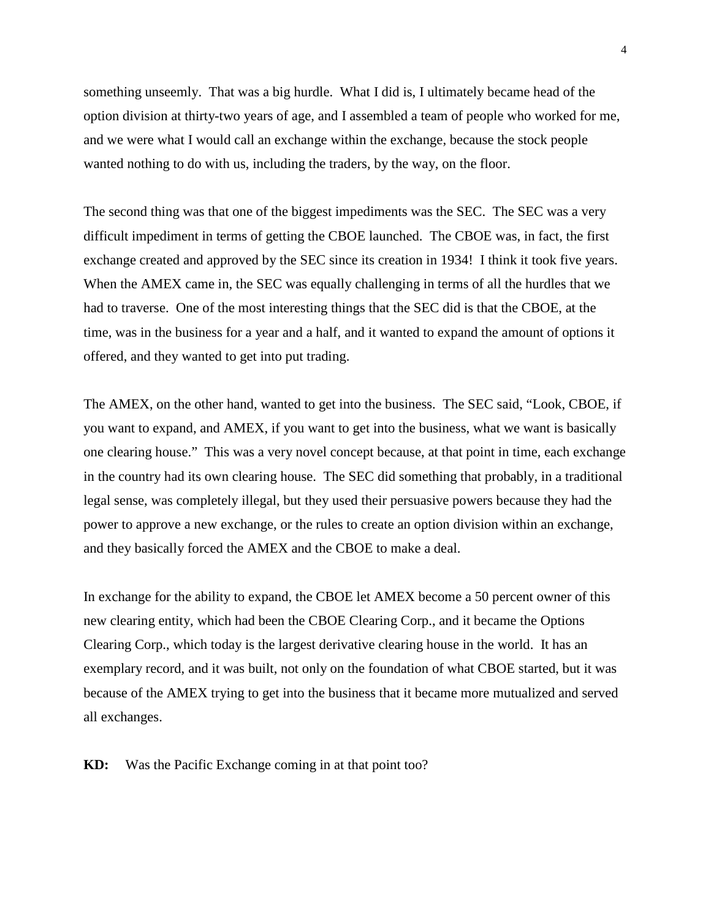something unseemly. That was a big hurdle. What I did is, I ultimately became head of the option division at thirty-two years of age, and I assembled a team of people who worked for me, and we were what I would call an exchange within the exchange, because the stock people wanted nothing to do with us, including the traders, by the way, on the floor.

The second thing was that one of the biggest impediments was the SEC. The SEC was a very difficult impediment in terms of getting the CBOE launched. The CBOE was, in fact, the first exchange created and approved by the SEC since its creation in 1934! I think it took five years. When the AMEX came in, the SEC was equally challenging in terms of all the hurdles that we had to traverse. One of the most interesting things that the SEC did is that the CBOE, at the time, was in the business for a year and a half, and it wanted to expand the amount of options it offered, and they wanted to get into put trading.

The AMEX, on the other hand, wanted to get into the business. The SEC said, "Look, CBOE, if you want to expand, and AMEX, if you want to get into the business, what we want is basically one clearing house." This was a very novel concept because, at that point in time, each exchange in the country had its own clearing house. The SEC did something that probably, in a traditional legal sense, was completely illegal, but they used their persuasive powers because they had the power to approve a new exchange, or the rules to create an option division within an exchange, and they basically forced the AMEX and the CBOE to make a deal.

In exchange for the ability to expand, the CBOE let AMEX become a 50 percent owner of this new clearing entity, which had been the CBOE Clearing Corp., and it became the Options Clearing Corp., which today is the largest derivative clearing house in the world. It has an exemplary record, and it was built, not only on the foundation of what CBOE started, but it was because of the AMEX trying to get into the business that it became more mutualized and served all exchanges.

**KD:** Was the Pacific Exchange coming in at that point too?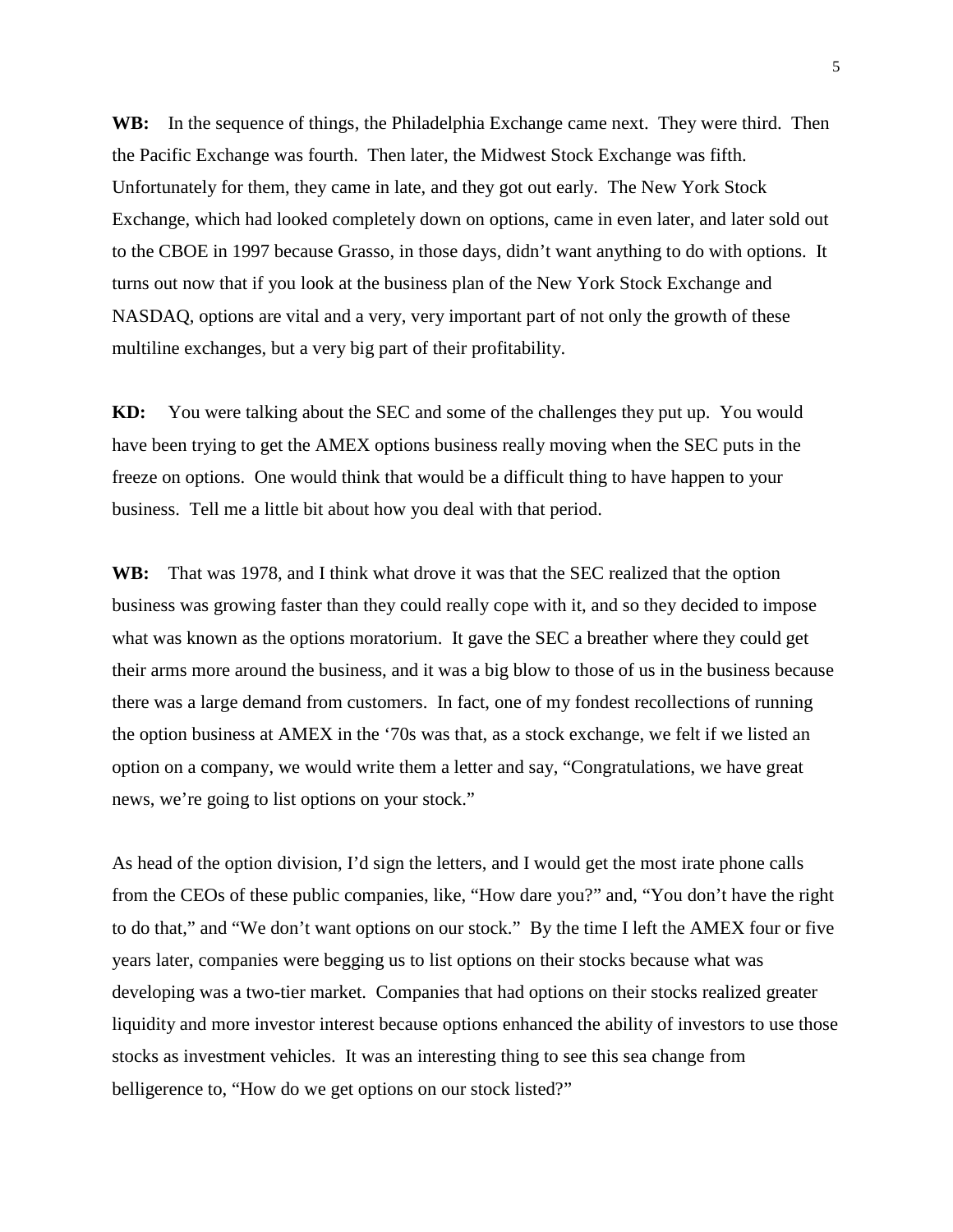**WB:** In the sequence of things, the Philadelphia Exchange came next. They were third. Then the Pacific Exchange was fourth. Then later, the Midwest Stock Exchange was fifth. Unfortunately for them, they came in late, and they got out early. The New York Stock Exchange, which had looked completely down on options, came in even later, and later sold out to the CBOE in 1997 because Grasso, in those days, didn't want anything to do with options. It turns out now that if you look at the business plan of the New York Stock Exchange and NASDAQ, options are vital and a very, very important part of not only the growth of these multiline exchanges, but a very big part of their profitability.

**KD:** You were talking about the SEC and some of the challenges they put up. You would have been trying to get the AMEX options business really moving when the SEC puts in the freeze on options. One would think that would be a difficult thing to have happen to your business. Tell me a little bit about how you deal with that period.

**WB:** That was 1978, and I think what drove it was that the SEC realized that the option business was growing faster than they could really cope with it, and so they decided to impose what was known as the options moratorium. It gave the SEC a breather where they could get their arms more around the business, and it was a big blow to those of us in the business because there was a large demand from customers. In fact, one of my fondest recollections of running the option business at AMEX in the '70s was that, as a stock exchange, we felt if we listed an option on a company, we would write them a letter and say, "Congratulations, we have great news, we're going to list options on your stock."

As head of the option division, I'd sign the letters, and I would get the most irate phone calls from the CEOs of these public companies, like, "How dare you?" and, "You don't have the right to do that," and "We don't want options on our stock." By the time I left the AMEX four or five years later, companies were begging us to list options on their stocks because what was developing was a two-tier market. Companies that had options on their stocks realized greater liquidity and more investor interest because options enhanced the ability of investors to use those stocks as investment vehicles. It was an interesting thing to see this sea change from belligerence to, "How do we get options on our stock listed?"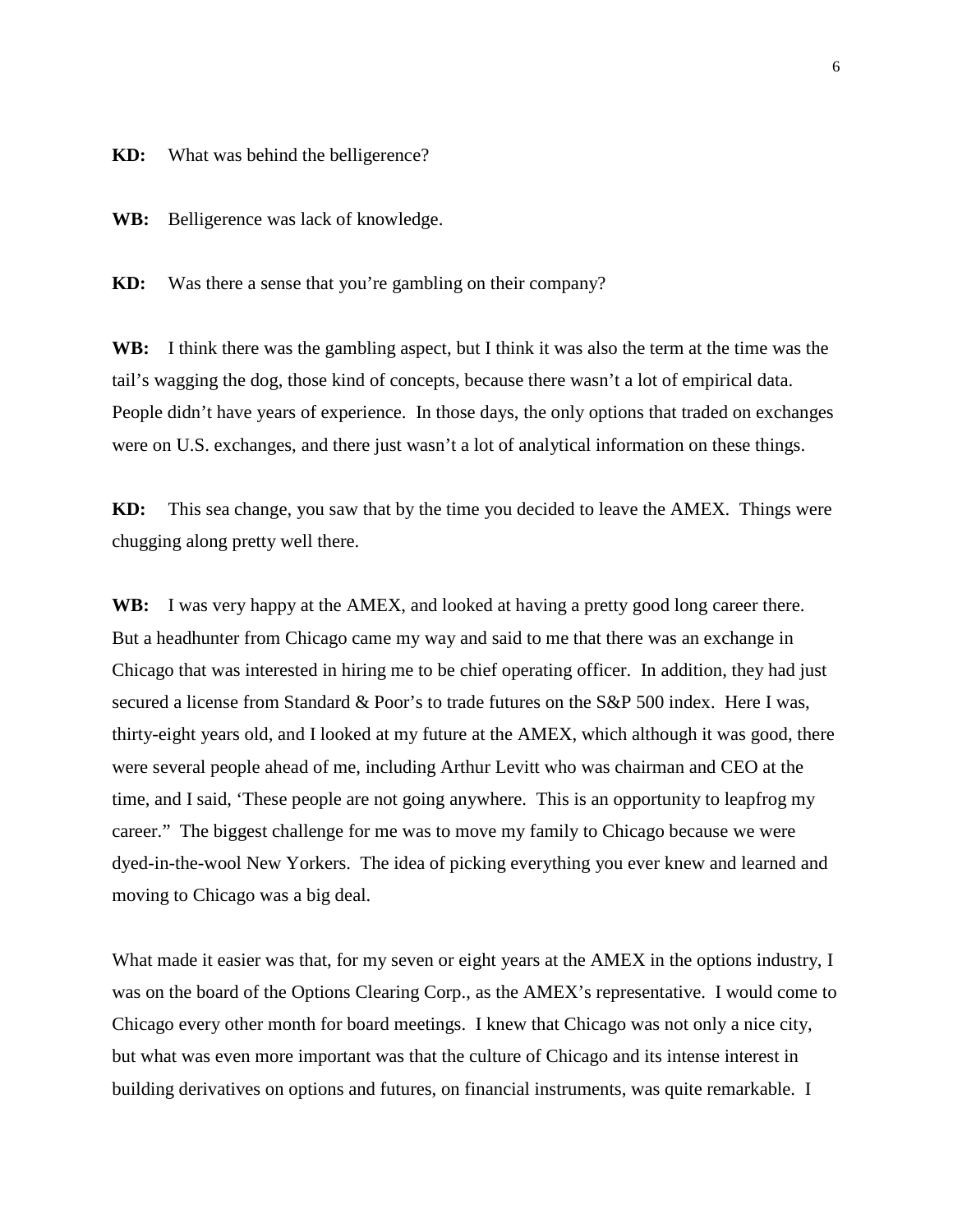**KD:** What was behind the belligerence?

**WB:** Belligerence was lack of knowledge.

**KD:** Was there a sense that you're gambling on their company?

**WB:** I think there was the gambling aspect, but I think it was also the term at the time was the tail's wagging the dog, those kind of concepts, because there wasn't a lot of empirical data. People didn't have years of experience. In those days, the only options that traded on exchanges were on U.S. exchanges, and there just wasn't a lot of analytical information on these things.

**KD:** This sea change, you saw that by the time you decided to leave the AMEX. Things were chugging along pretty well there.

**WB:** I was very happy at the AMEX, and looked at having a pretty good long career there. But a headhunter from Chicago came my way and said to me that there was an exchange in Chicago that was interested in hiring me to be chief operating officer. In addition, they had just secured a license from Standard & Poor's to trade futures on the S&P 500 index. Here I was, thirty-eight years old, and I looked at my future at the AMEX, which although it was good, there were several people ahead of me, including Arthur Levitt who was chairman and CEO at the time, and I said, 'These people are not going anywhere. This is an opportunity to leapfrog my career." The biggest challenge for me was to move my family to Chicago because we were dyed-in-the-wool New Yorkers. The idea of picking everything you ever knew and learned and moving to Chicago was a big deal.

What made it easier was that, for my seven or eight years at the AMEX in the options industry, I was on the board of the Options Clearing Corp., as the AMEX's representative. I would come to Chicago every other month for board meetings. I knew that Chicago was not only a nice city, but what was even more important was that the culture of Chicago and its intense interest in building derivatives on options and futures, on financial instruments, was quite remarkable. I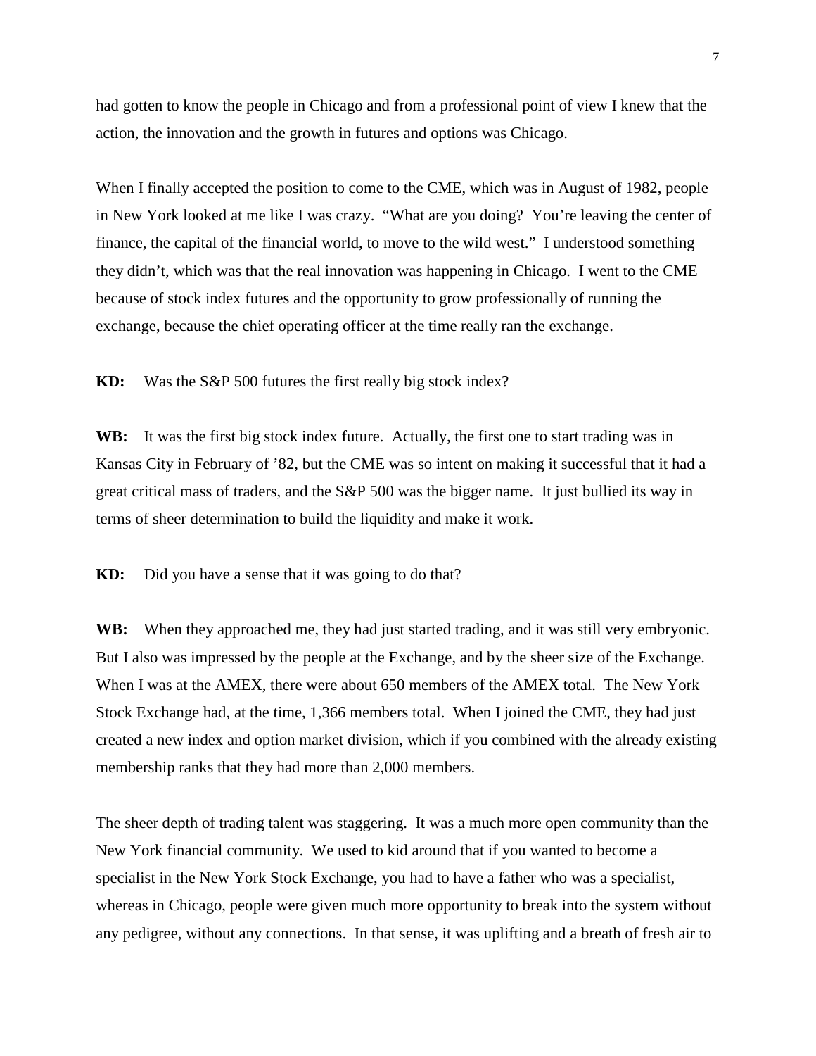had gotten to know the people in Chicago and from a professional point of view I knew that the action, the innovation and the growth in futures and options was Chicago.

When I finally accepted the position to come to the CME, which was in August of 1982, people in New York looked at me like I was crazy. "What are you doing? You're leaving the center of finance, the capital of the financial world, to move to the wild west." I understood something they didn't, which was that the real innovation was happening in Chicago. I went to the CME because of stock index futures and the opportunity to grow professionally of running the exchange, because the chief operating officer at the time really ran the exchange.

**KD:** Was the S&P 500 futures the first really big stock index?

**WB:** It was the first big stock index future. Actually, the first one to start trading was in Kansas City in February of '82, but the CME was so intent on making it successful that it had a great critical mass of traders, and the S&P 500 was the bigger name. It just bullied its way in terms of sheer determination to build the liquidity and make it work.

**KD:** Did you have a sense that it was going to do that?

**WB:** When they approached me, they had just started trading, and it was still very embryonic. But I also was impressed by the people at the Exchange, and by the sheer size of the Exchange. When I was at the AMEX, there were about 650 members of the AMEX total. The New York Stock Exchange had, at the time, 1,366 members total. When I joined the CME, they had just created a new index and option market division, which if you combined with the already existing membership ranks that they had more than 2,000 members.

The sheer depth of trading talent was staggering. It was a much more open community than the New York financial community. We used to kid around that if you wanted to become a specialist in the New York Stock Exchange, you had to have a father who was a specialist, whereas in Chicago, people were given much more opportunity to break into the system without any pedigree, without any connections. In that sense, it was uplifting and a breath of fresh air to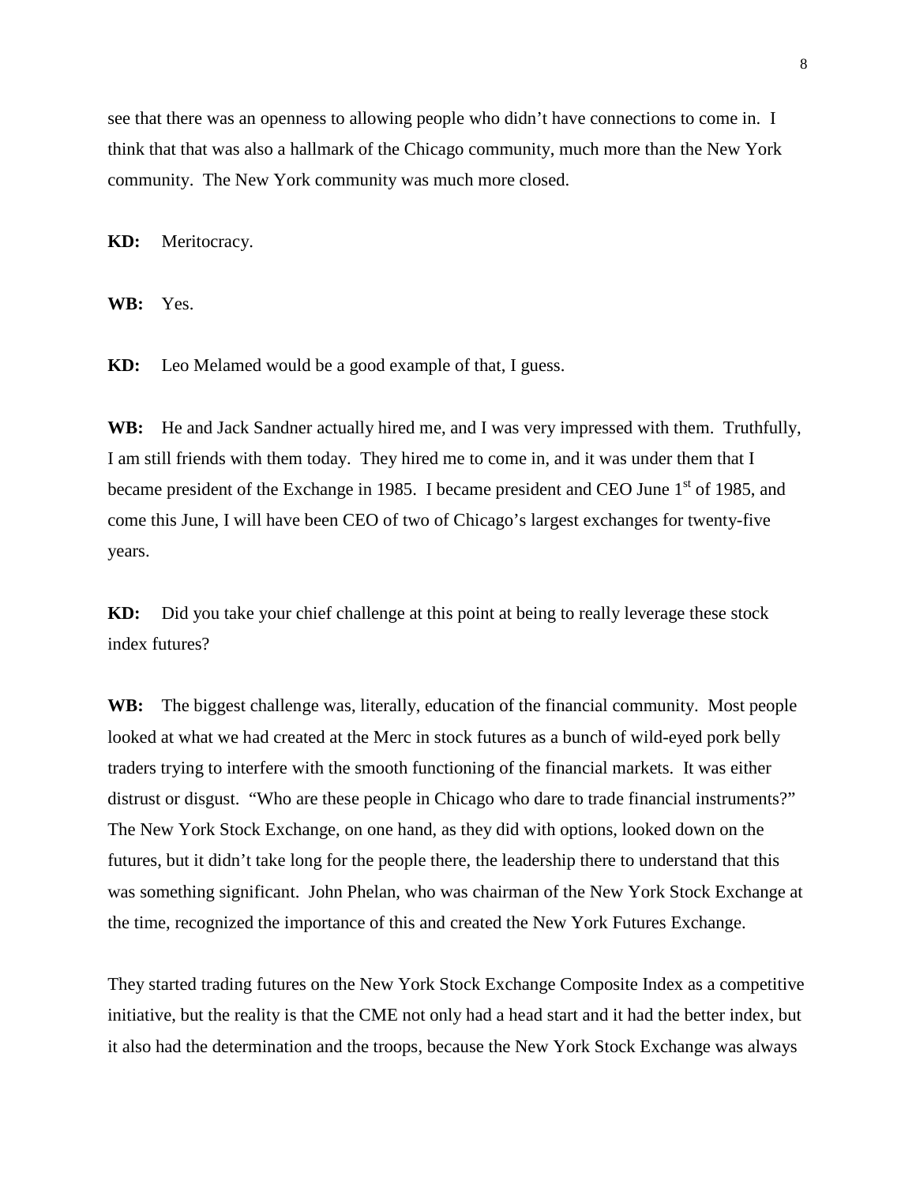see that there was an openness to allowing people who didn't have connections to come in. I think that that was also a hallmark of the Chicago community, much more than the New York community. The New York community was much more closed.

**KD:** Meritocracy.

**WB:** Yes.

**KD:** Leo Melamed would be a good example of that, I guess.

**WB:** He and Jack Sandner actually hired me, and I was very impressed with them. Truthfully, I am still friends with them today. They hired me to come in, and it was under them that I became president of the Exchange in 1985. I became president and CEO June 1st of 1985, and come this June, I will have been CEO of two of Chicago's largest exchanges for twenty-five years.

**KD:** Did you take your chief challenge at this point at being to really leverage these stock index futures?

**WB:** The biggest challenge was, literally, education of the financial community. Most people looked at what we had created at the Merc in stock futures as a bunch of wild-eyed pork belly traders trying to interfere with the smooth functioning of the financial markets. It was either distrust or disgust. "Who are these people in Chicago who dare to trade financial instruments?" The New York Stock Exchange, on one hand, as they did with options, looked down on the futures, but it didn't take long for the people there, the leadership there to understand that this was something significant. John Phelan, who was chairman of the New York Stock Exchange at the time, recognized the importance of this and created the New York Futures Exchange.

They started trading futures on the New York Stock Exchange Composite Index as a competitive initiative, but the reality is that the CME not only had a head start and it had the better index, but it also had the determination and the troops, because the New York Stock Exchange was always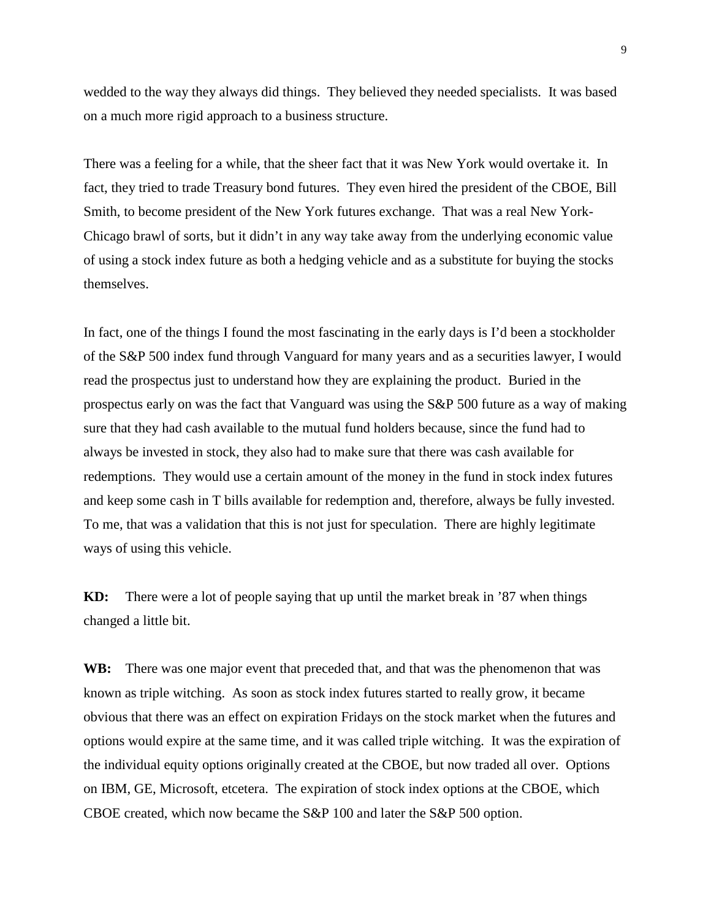wedded to the way they always did things. They believed they needed specialists. It was based on a much more rigid approach to a business structure.

There was a feeling for a while, that the sheer fact that it was New York would overtake it. In fact, they tried to trade Treasury bond futures. They even hired the president of the CBOE, Bill Smith, to become president of the New York futures exchange. That was a real New York-Chicago brawl of sorts, but it didn't in any way take away from the underlying economic value of using a stock index future as both a hedging vehicle and as a substitute for buying the stocks themselves.

In fact, one of the things I found the most fascinating in the early days is I'd been a stockholder of the S&P 500 index fund through Vanguard for many years and as a securities lawyer, I would read the prospectus just to understand how they are explaining the product. Buried in the prospectus early on was the fact that Vanguard was using the S&P 500 future as a way of making sure that they had cash available to the mutual fund holders because, since the fund had to always be invested in stock, they also had to make sure that there was cash available for redemptions. They would use a certain amount of the money in the fund in stock index futures and keep some cash in T bills available for redemption and, therefore, always be fully invested. To me, that was a validation that this is not just for speculation. There are highly legitimate ways of using this vehicle.

**KD:** There were a lot of people saying that up until the market break in '87 when things changed a little bit.

**WB:** There was one major event that preceded that, and that was the phenomenon that was known as triple witching. As soon as stock index futures started to really grow, it became obvious that there was an effect on expiration Fridays on the stock market when the futures and options would expire at the same time, and it was called triple witching. It was the expiration of the individual equity options originally created at the CBOE, but now traded all over. Options on IBM, GE, Microsoft, etcetera. The expiration of stock index options at the CBOE, which CBOE created, which now became the S&P 100 and later the S&P 500 option.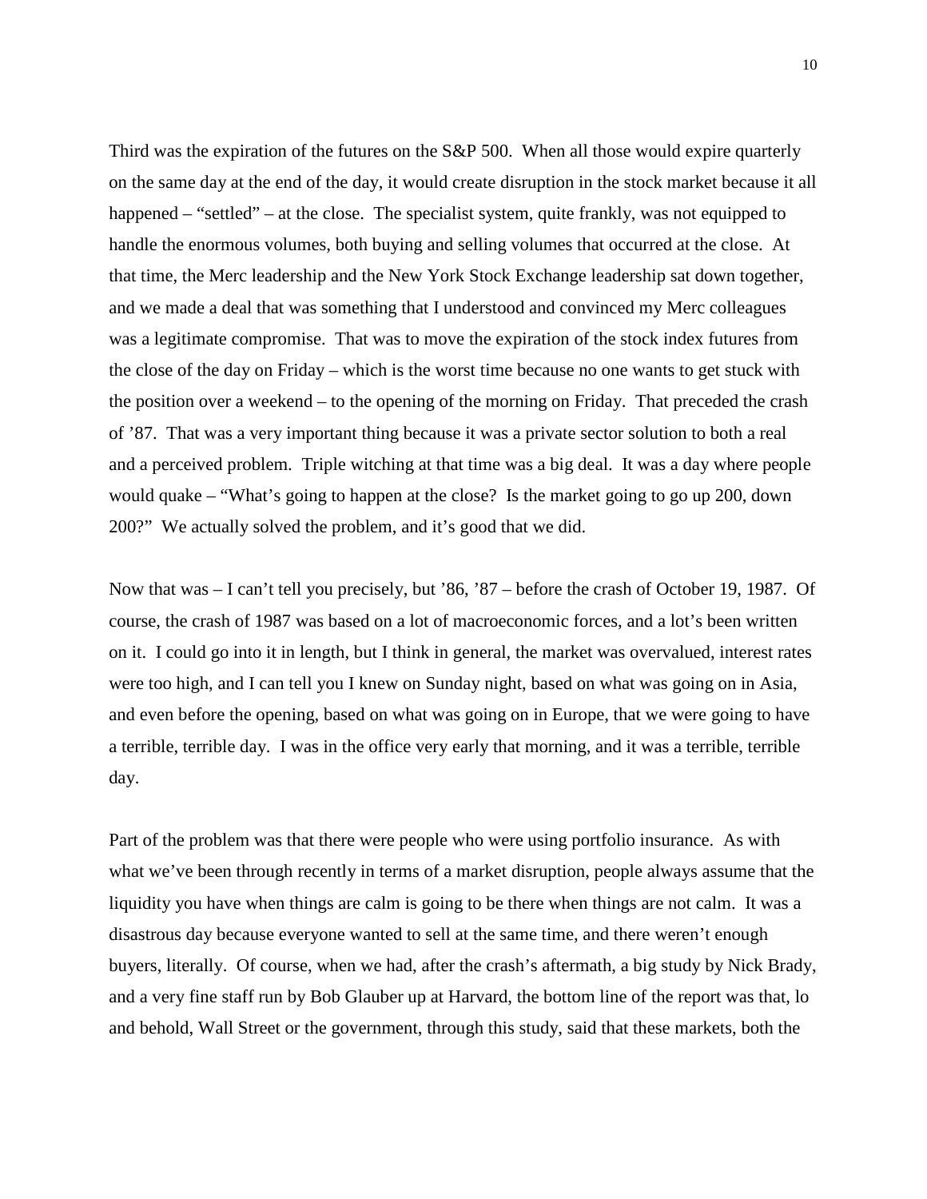Third was the expiration of the futures on the S&P 500. When all those would expire quarterly on the same day at the end of the day, it would create disruption in the stock market because it all happened – "settled" – at the close. The specialist system, quite frankly, was not equipped to handle the enormous volumes, both buying and selling volumes that occurred at the close. At that time, the Merc leadership and the New York Stock Exchange leadership sat down together, and we made a deal that was something that I understood and convinced my Merc colleagues was a legitimate compromise. That was to move the expiration of the stock index futures from the close of the day on Friday – which is the worst time because no one wants to get stuck with the position over a weekend – to the opening of the morning on Friday. That preceded the crash of '87. That was a very important thing because it was a private sector solution to both a real and a perceived problem. Triple witching at that time was a big deal. It was a day where people would quake – "What's going to happen at the close? Is the market going to go up 200, down 200?" We actually solved the problem, and it's good that we did.

Now that was – I can't tell you precisely, but '86, '87 – before the crash of October 19, 1987. Of course, the crash of 1987 was based on a lot of macroeconomic forces, and a lot's been written on it. I could go into it in length, but I think in general, the market was overvalued, interest rates were too high, and I can tell you I knew on Sunday night, based on what was going on in Asia, and even before the opening, based on what was going on in Europe, that we were going to have a terrible, terrible day. I was in the office very early that morning, and it was a terrible, terrible day.

Part of the problem was that there were people who were using portfolio insurance. As with what we've been through recently in terms of a market disruption, people always assume that the liquidity you have when things are calm is going to be there when things are not calm. It was a disastrous day because everyone wanted to sell at the same time, and there weren't enough buyers, literally. Of course, when we had, after the crash's aftermath, a big study by Nick Brady, and a very fine staff run by Bob Glauber up at Harvard, the bottom line of the report was that, lo and behold, Wall Street or the government, through this study, said that these markets, both the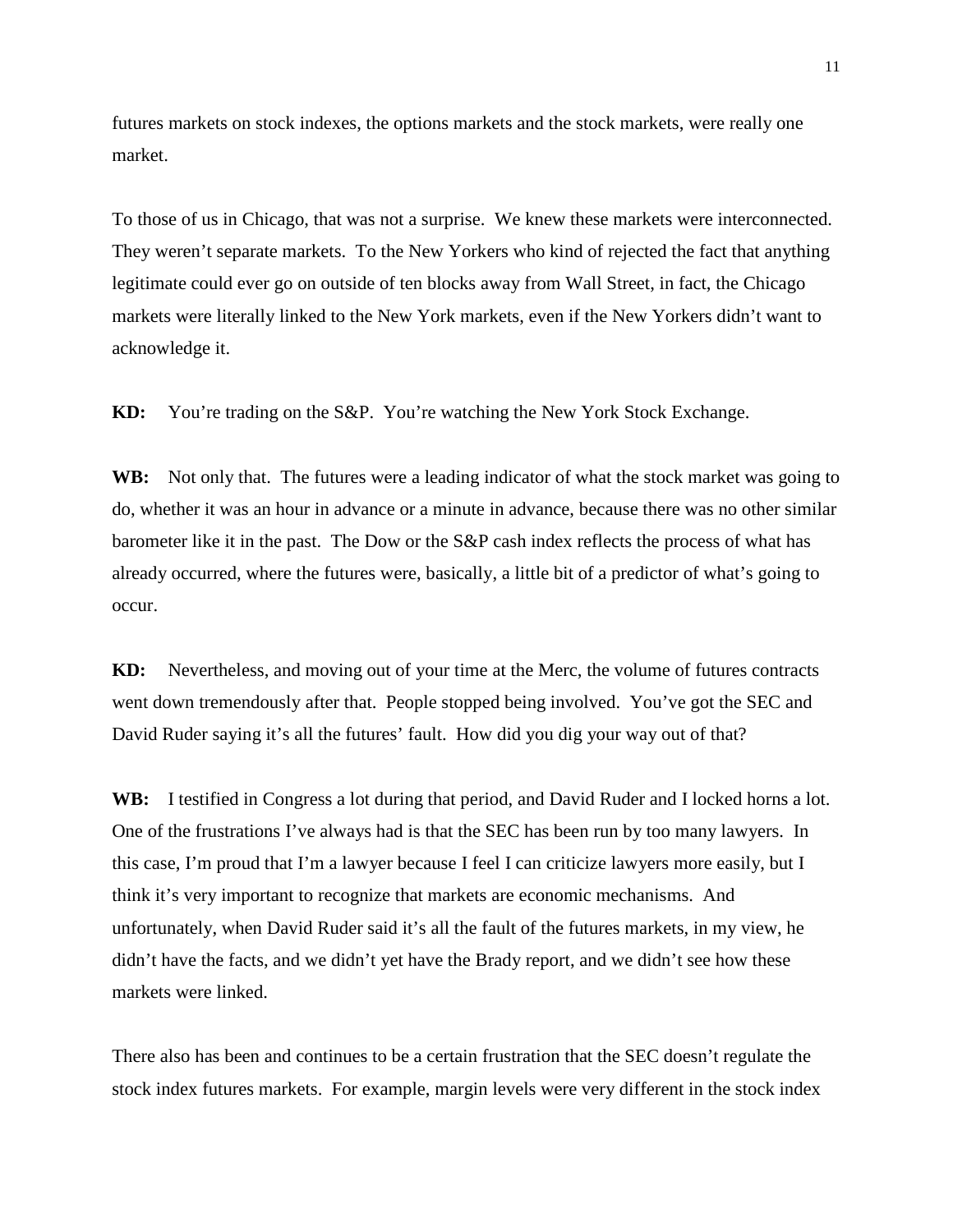futures markets on stock indexes, the options markets and the stock markets, were really one market.

To those of us in Chicago, that was not a surprise. We knew these markets were interconnected. They weren't separate markets. To the New Yorkers who kind of rejected the fact that anything legitimate could ever go on outside of ten blocks away from Wall Street, in fact, the Chicago markets were literally linked to the New York markets, even if the New Yorkers didn't want to acknowledge it.

**KD:** You're trading on the S&P. You're watching the New York Stock Exchange.

**WB:** Not only that. The futures were a leading indicator of what the stock market was going to do, whether it was an hour in advance or a minute in advance, because there was no other similar barometer like it in the past. The Dow or the S&P cash index reflects the process of what has already occurred, where the futures were, basically, a little bit of a predictor of what's going to occur.

**KD:** Nevertheless, and moving out of your time at the Merc, the volume of futures contracts went down tremendously after that. People stopped being involved. You've got the SEC and David Ruder saying it's all the futures' fault. How did you dig your way out of that?

**WB:** I testified in Congress a lot during that period, and David Ruder and I locked horns a lot. One of the frustrations I've always had is that the SEC has been run by too many lawyers. In this case, I'm proud that I'm a lawyer because I feel I can criticize lawyers more easily, but I think it's very important to recognize that markets are economic mechanisms. And unfortunately, when David Ruder said it's all the fault of the futures markets, in my view, he didn't have the facts, and we didn't yet have the Brady report, and we didn't see how these markets were linked.

There also has been and continues to be a certain frustration that the SEC doesn't regulate the stock index futures markets. For example, margin levels were very different in the stock index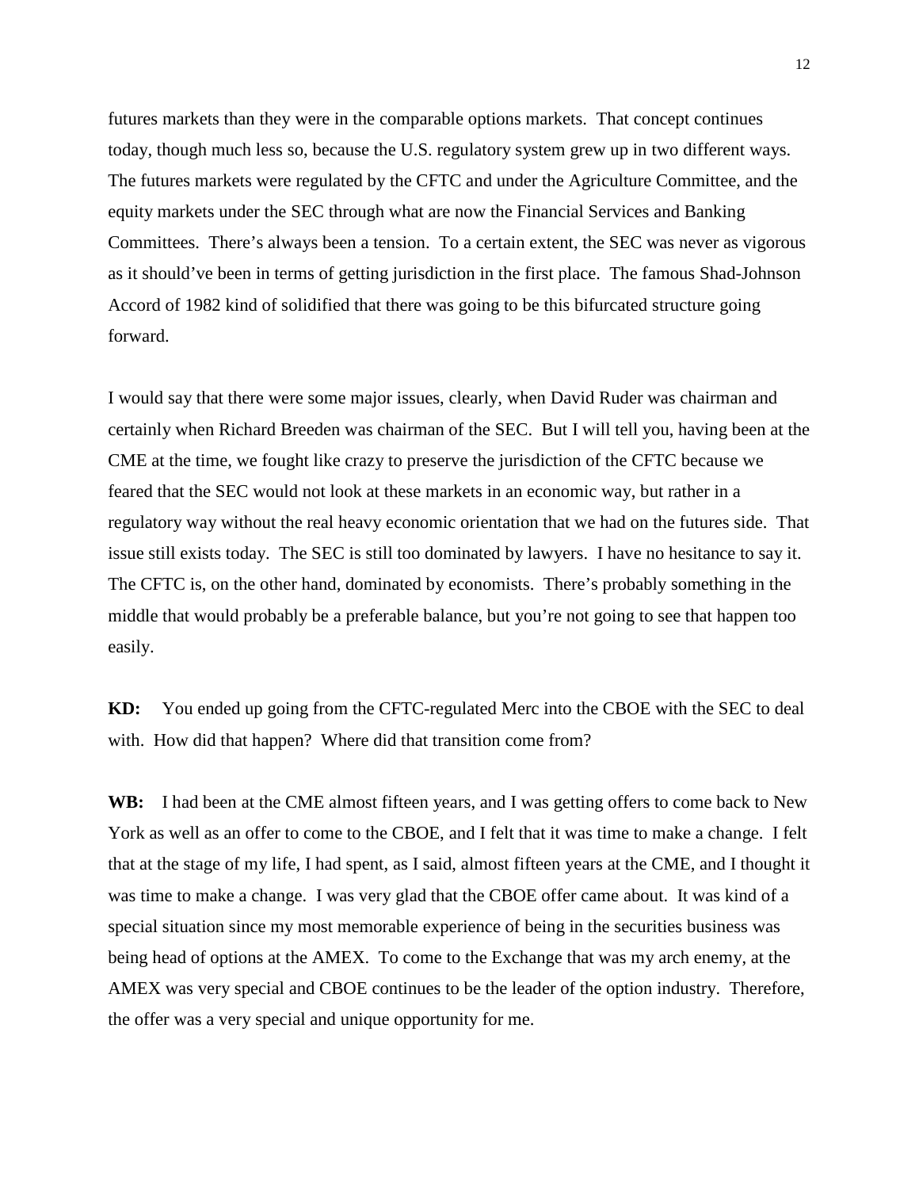futures markets than they were in the comparable options markets. That concept continues today, though much less so, because the U.S. regulatory system grew up in two different ways. The futures markets were regulated by the CFTC and under the Agriculture Committee, and the equity markets under the SEC through what are now the Financial Services and Banking Committees. There's always been a tension. To a certain extent, the SEC was never as vigorous as it should've been in terms of getting jurisdiction in the first place. The famous Shad-Johnson Accord of 1982 kind of solidified that there was going to be this bifurcated structure going forward.

I would say that there were some major issues, clearly, when David Ruder was chairman and certainly when Richard Breeden was chairman of the SEC. But I will tell you, having been at the CME at the time, we fought like crazy to preserve the jurisdiction of the CFTC because we feared that the SEC would not look at these markets in an economic way, but rather in a regulatory way without the real heavy economic orientation that we had on the futures side. That issue still exists today. The SEC is still too dominated by lawyers. I have no hesitance to say it. The CFTC is, on the other hand, dominated by economists. There's probably something in the middle that would probably be a preferable balance, but you're not going to see that happen too easily.

**KD:** You ended up going from the CFTC-regulated Merc into the CBOE with the SEC to deal with. How did that happen? Where did that transition come from?

**WB:** I had been at the CME almost fifteen years, and I was getting offers to come back to New York as well as an offer to come to the CBOE, and I felt that it was time to make a change. I felt that at the stage of my life, I had spent, as I said, almost fifteen years at the CME, and I thought it was time to make a change. I was very glad that the CBOE offer came about. It was kind of a special situation since my most memorable experience of being in the securities business was being head of options at the AMEX. To come to the Exchange that was my arch enemy, at the AMEX was very special and CBOE continues to be the leader of the option industry. Therefore, the offer was a very special and unique opportunity for me.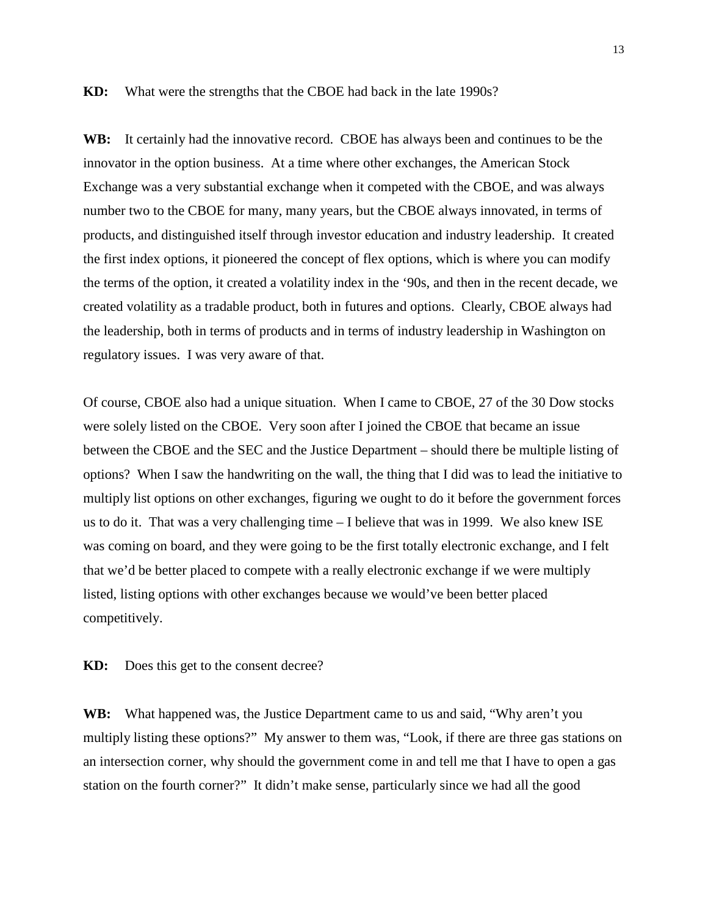**KD:** What were the strengths that the CBOE had back in the late 1990s?

**WB:** It certainly had the innovative record. CBOE has always been and continues to be the innovator in the option business. At a time where other exchanges, the American Stock Exchange was a very substantial exchange when it competed with the CBOE, and was always number two to the CBOE for many, many years, but the CBOE always innovated, in terms of products, and distinguished itself through investor education and industry leadership. It created the first index options, it pioneered the concept of flex options, which is where you can modify the terms of the option, it created a volatility index in the '90s, and then in the recent decade, we created volatility as a tradable product, both in futures and options. Clearly, CBOE always had the leadership, both in terms of products and in terms of industry leadership in Washington on regulatory issues. I was very aware of that.

Of course, CBOE also had a unique situation. When I came to CBOE, 27 of the 30 Dow stocks were solely listed on the CBOE. Very soon after I joined the CBOE that became an issue between the CBOE and the SEC and the Justice Department – should there be multiple listing of options? When I saw the handwriting on the wall, the thing that I did was to lead the initiative to multiply list options on other exchanges, figuring we ought to do it before the government forces us to do it. That was a very challenging time – I believe that was in 1999. We also knew ISE was coming on board, and they were going to be the first totally electronic exchange, and I felt that we'd be better placed to compete with a really electronic exchange if we were multiply listed, listing options with other exchanges because we would've been better placed competitively.

**KD:** Does this get to the consent decree?

**WB:** What happened was, the Justice Department came to us and said, "Why aren't you multiply listing these options?" My answer to them was, "Look, if there are three gas stations on an intersection corner, why should the government come in and tell me that I have to open a gas station on the fourth corner?" It didn't make sense, particularly since we had all the good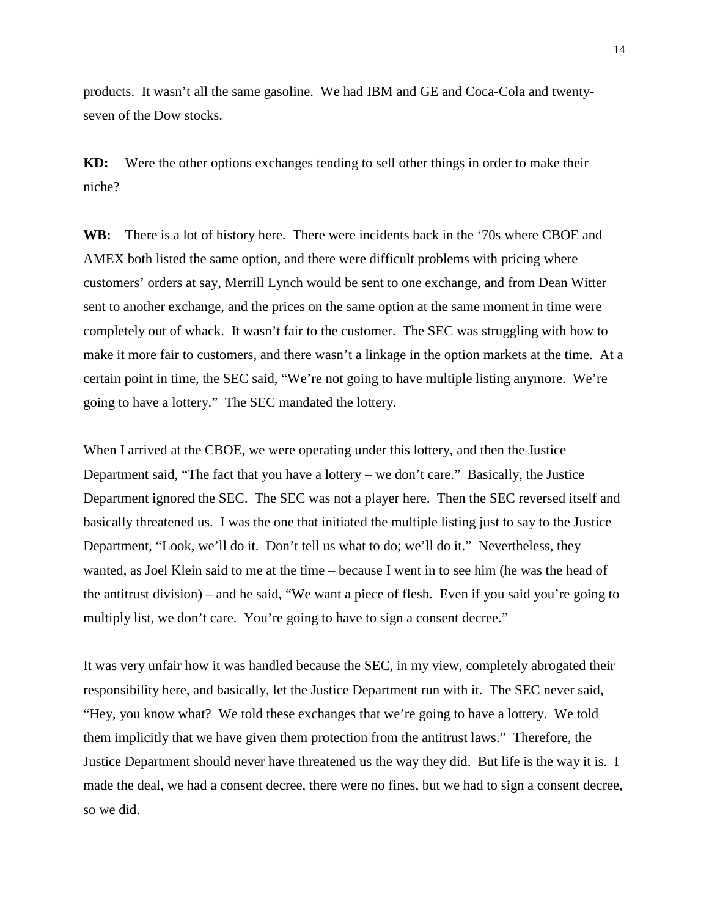products. It wasn't all the same gasoline. We had IBM and GE and Coca-Cola and twenty-seven of the Dow stocks.

**KD:** Were the other options exchanges tending to sell other things in order to make their niche?

**WB:** There is a lot of history here. There were incidents back in the '70s where CBOE and AMEX both listed the same option, and there were difficult problems with pricing where customers' orders at say, Merrill Lynch would be sent to one exchange, and from Dean Witter sent to another exchange, and the prices on the same option at the same moment in time were completely out of whack. It wasn't fair to the customer. The SEC was struggling with how to make it more fair to customers, and there wasn't a linkage in the option markets at the time. At a certain point in time, the SEC said, "We're not going to have multiple listing anymore. We're going to have a lottery." The SEC mandated the lottery.

When I arrived at the CBOE, we were operating under this lottery, and then the Justice Department said, "The fact that you have a lottery – we don't care." Basically, the Justice Department ignored the SEC. The SEC was not a player here. Then the SEC reversed itself and basically threatened us. I was the one that initiated the multiple listing just to say to the Justice Department, "Look, we'll do it. Don't tell us what to do; we'll do it." Nevertheless, they wanted, as Joel Klein said to me at the time – because I went in to see him (he was the head of the antitrust division) – and he said, "We want a piece of flesh. Even if you said you're going to multiply list, we don't care. You're going to have to sign a consent decree."

It was very unfair how it was handled because the SEC, in my view, completely abrogated their responsibility here, and basically, let the Justice Department run with it. The SEC never said, "Hey, you know what? We told these exchanges that we're going to have a lottery. We told them implicitly that we have given them protection from the antitrust laws." Therefore, the Justice Department should never have threatened us the way they did. But life is the way it is. I made the deal, we had a consent decree, there were no fines, but we had to sign a consent decree, so we did.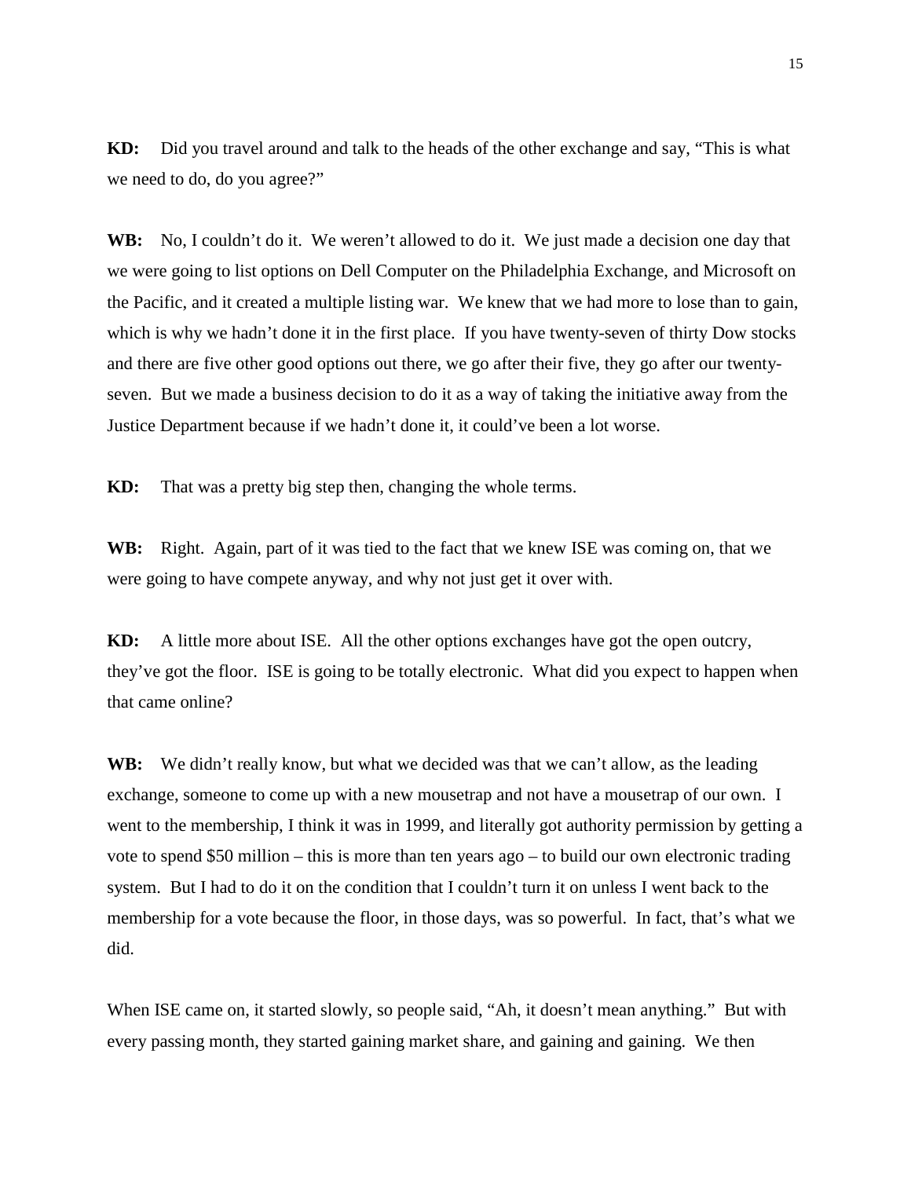**KD:** Did you travel around and talk to the heads of the other exchange and say, "This is what we need to do, do you agree?"

**WB:** No, I couldn't do it. We weren't allowed to do it. We just made a decision one day that we were going to list options on Dell Computer on the Philadelphia Exchange, and Microsoft on the Pacific, and it created a multiple listing war. We knew that we had more to lose than to gain, which is why we hadn't done it in the first place. If you have twenty-seven of thirty Dow stocks and there are five other good options out there, we go after their five, they go after our twenty-seven. But we made a business decision to do it as a way of taking the initiative away from the Justice Department because if we hadn't done it, it could've been a lot worse.

**KD:** That was a pretty big step then, changing the whole terms.

**WB:** Right. Again, part of it was tied to the fact that we knew ISE was coming on, that we were going to have compete anyway, and why not just get it over with.

**KD:** A little more about ISE. All the other options exchanges have got the open outcry, they've got the floor. ISE is going to be totally electronic. What did you expect to happen when that came online?

**WB:** We didn't really know, but what we decided was that we can't allow, as the leading exchange, someone to come up with a new mousetrap and not have a mousetrap of our own. I went to the membership, I think it was in 1999, and literally got authority permission by getting a vote to spend $50 million – this is more than ten years ago – to build our own electronic trading system. But I had to do it on the condition that I couldn't turn it on unless I went back to the membership for a vote because the floor, in those days, was so powerful. In fact, that's what we did.

When ISE came on, it started slowly, so people said, "Ah, it doesn't mean anything." But with every passing month, they started gaining market share, and gaining and gaining. We then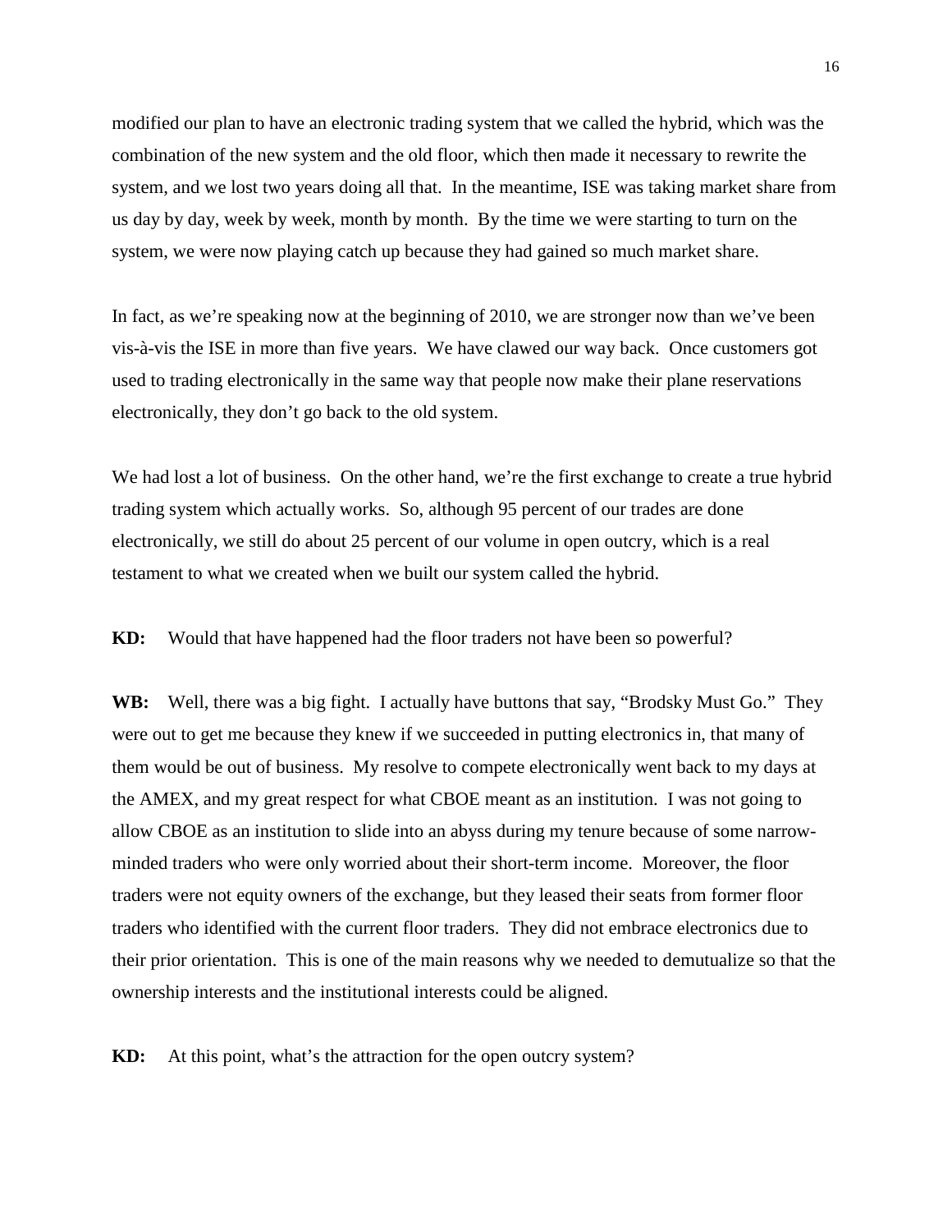modified our plan to have an electronic trading system that we called the hybrid, which was the combination of the new system and the old floor, which then made it necessary to rewrite the system, and we lost two years doing all that. In the meantime, ISE was taking market share from us day by day, week by week, month by month. By the time we were starting to turn on the system, we were now playing catch up because they had gained so much market share.

In fact, as we're speaking now at the beginning of 2010, we are stronger now than we've been vis-à-vis the ISE in more than five years. We have clawed our way back. Once customers got used to trading electronically in the same way that people now make their plane reservations electronically, they don't go back to the old system.

We had lost a lot of business. On the other hand, we're the first exchange to create a true hybrid trading system which actually works. So, although 95 percent of our trades are done electronically, we still do about 25 percent of our volume in open outcry, which is a real testament to what we created when we built our system called the hybrid.

**KD:** Would that have happened had the floor traders not have been so powerful?

**WB:** Well, there was a big fight. I actually have buttons that say, "Brodsky Must Go." They were out to get me because they knew if we succeeded in putting electronics in, that many of them would be out of business. My resolve to compete electronically went back to my days at the AMEX, and my great respect for what CBOE meant as an institution. I was not going to allow CBOE as an institution to slide into an abyss during my tenure because of some narrow-minded traders who were only worried about their short-term income. Moreover, the floor traders were not equity owners of the exchange, but they leased their seats from former floor traders who identified with the current floor traders. They did not embrace electronics due to their prior orientation. This is one of the main reasons why we needed to demutualize so that the ownership interests and the institutional interests could be aligned.

**KD:** At this point, what's the attraction for the open outcry system?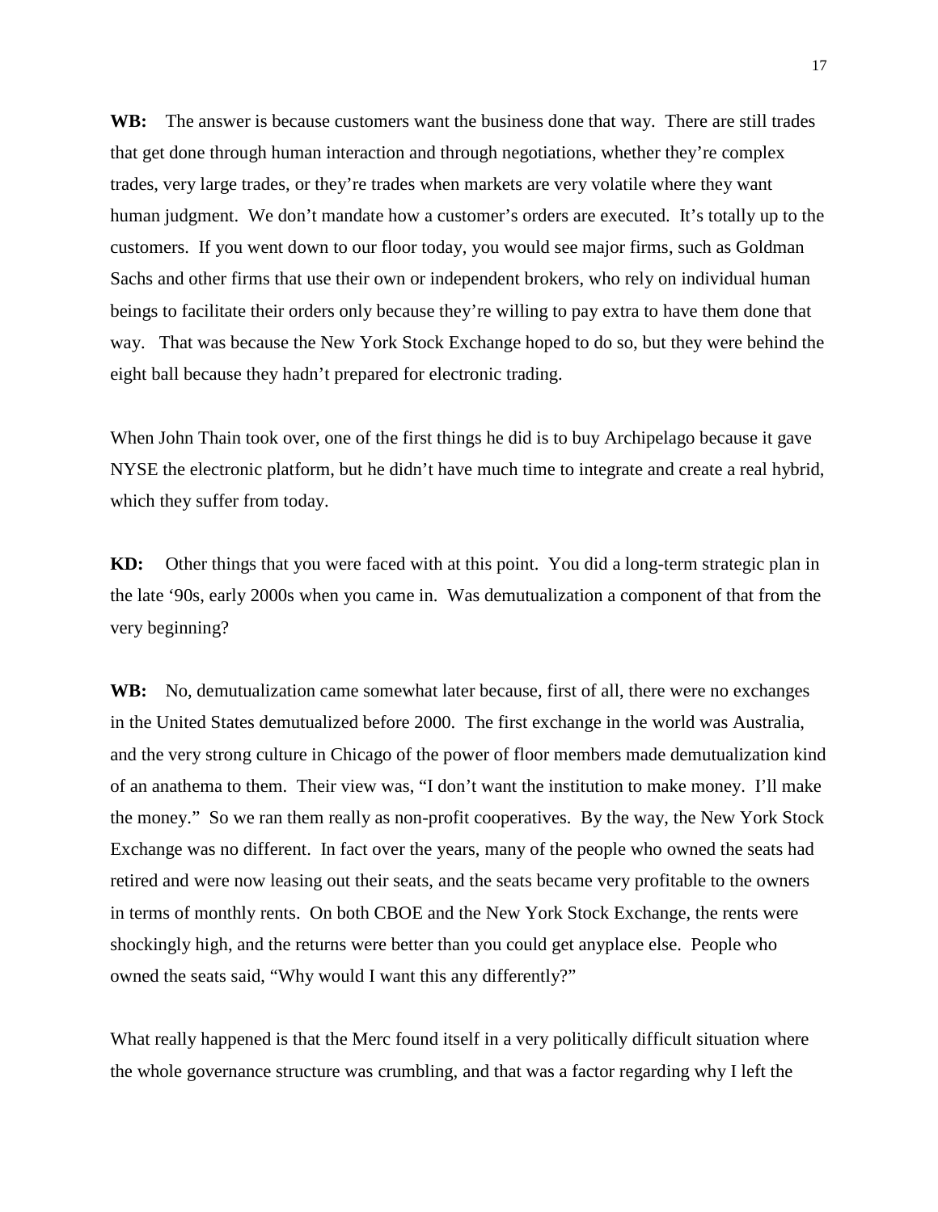**WB:** The answer is because customers want the business done that way. There are still trades that get done through human interaction and through negotiations, whether they're complex trades, very large trades, or they're trades when markets are very volatile where they want human judgment. We don't mandate how a customer's orders are executed. It's totally up to the customers. If you went down to our floor today, you would see major firms, such as Goldman Sachs and other firms that use their own or independent brokers, who rely on individual human beings to facilitate their orders only because they're willing to pay extra to have them done that way. That was because the New York Stock Exchange hoped to do so, but they were behind the eight ball because they hadn't prepared for electronic trading.

When John Thain took over, one of the first things he did is to buy Archipelago because it gave NYSE the electronic platform, but he didn't have much time to integrate and create a real hybrid, which they suffer from today.

**KD:** Other things that you were faced with at this point. You did a long-term strategic plan in the late '90s, early 2000s when you came in. Was demutualization a component of that from the very beginning?

**WB:** No, demutualization came somewhat later because, first of all, there were no exchanges in the United States demutualized before 2000. The first exchange in the world was Australia, and the very strong culture in Chicago of the power of floor members made demutualization kind of an anathema to them. Their view was, "I don't want the institution to make money. I'll make the money." So we ran them really as non-profit cooperatives. By the way, the New York Stock Exchange was no different. In fact over the years, many of the people who owned the seats had retired and were now leasing out their seats, and the seats became very profitable to the owners in terms of monthly rents. On both CBOE and the New York Stock Exchange, the rents were shockingly high, and the returns were better than you could get anyplace else. People who owned the seats said, "Why would I want this any differently?"

What really happened is that the Merc found itself in a very politically difficult situation where the whole governance structure was crumbling, and that was a factor regarding why I left the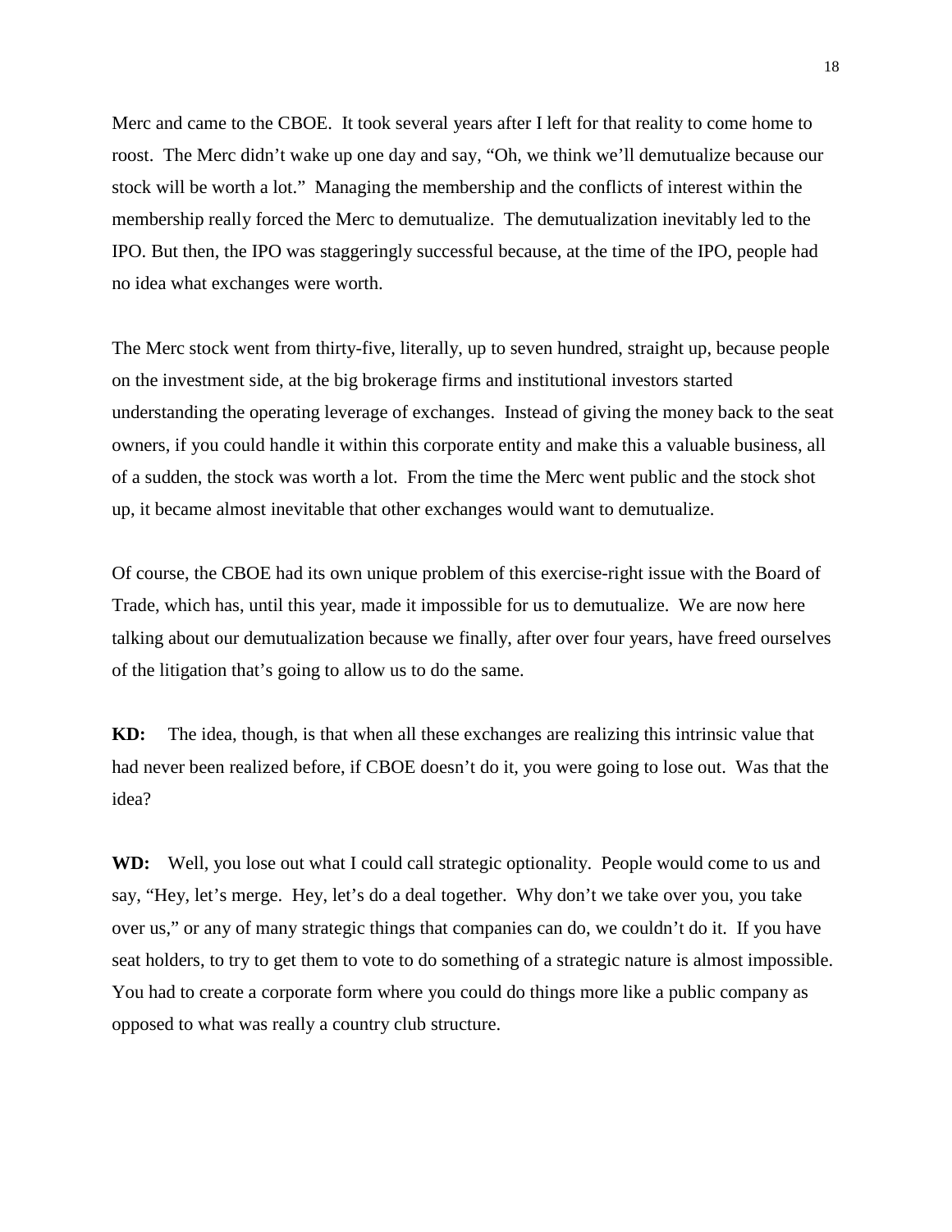Merc and came to the CBOE. It took several years after I left for that reality to come home to roost. The Merc didn't wake up one day and say, "Oh, we think we'll demutualize because our stock will be worth a lot." Managing the membership and the conflicts of interest within the membership really forced the Merc to demutualize. The demutualization inevitably led to the IPO. But then, the IPO was staggeringly successful because, at the time of the IPO, people had no idea what exchanges were worth.

The Merc stock went from thirty-five, literally, up to seven hundred, straight up, because people on the investment side, at the big brokerage firms and institutional investors started understanding the operating leverage of exchanges. Instead of giving the money back to the seat owners, if you could handle it within this corporate entity and make this a valuable business, all of a sudden, the stock was worth a lot. From the time the Merc went public and the stock shot up, it became almost inevitable that other exchanges would want to demutualize.

Of course, the CBOE had its own unique problem of this exercise-right issue with the Board of Trade, which has, until this year, made it impossible for us to demutualize. We are now here talking about our demutualization because we finally, after over four years, have freed ourselves of the litigation that's going to allow us to do the same.

**KD:** The idea, though, is that when all these exchanges are realizing this intrinsic value that had never been realized before, if CBOE doesn't do it, you were going to lose out. Was that the idea?

**WD:** Well, you lose out what I could call strategic optionality. People would come to us and say, "Hey, let's merge. Hey, let's do a deal together. Why don't we take over you, you take over us," or any of many strategic things that companies can do, we couldn't do it. If you have seat holders, to try to get them to vote to do something of a strategic nature is almost impossible. You had to create a corporate form where you could do things more like a public company as opposed to what was really a country club structure.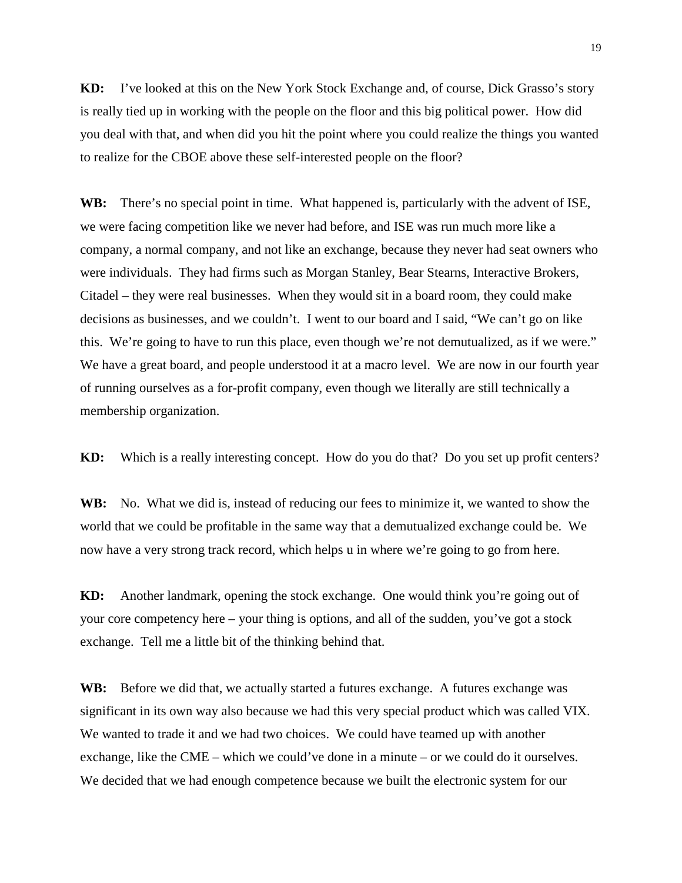**KD:** I've looked at this on the New York Stock Exchange and, of course, Dick Grasso's story is really tied up in working with the people on the floor and this big political power. How did you deal with that, and when did you hit the point where you could realize the things you wanted to realize for the CBOE above these self-interested people on the floor?

**WB:** There's no special point in time. What happened is, particularly with the advent of ISE, we were facing competition like we never had before, and ISE was run much more like a company, a normal company, and not like an exchange, because they never had seat owners who were individuals. They had firms such as Morgan Stanley, Bear Stearns, Interactive Brokers, Citadel – they were real businesses. When they would sit in a board room, they could make decisions as businesses, and we couldn't. I went to our board and I said, "We can't go on like this. We're going to have to run this place, even though we're not demutualized, as if we were." We have a great board, and people understood it at a macro level. We are now in our fourth year of running ourselves as a for-profit company, even though we literally are still technically a membership organization.

**KD:** Which is a really interesting concept. How do you do that? Do you set up profit centers?

**WB:** No. What we did is, instead of reducing our fees to minimize it, we wanted to show the world that we could be profitable in the same way that a demutualized exchange could be. We now have a very strong track record, which helps u in where we're going to go from here.

**KD:** Another landmark, opening the stock exchange. One would think you're going out of your core competency here – your thing is options, and all of the sudden, you've got a stock exchange. Tell me a little bit of the thinking behind that.

**WB:** Before we did that, we actually started a futures exchange. A futures exchange was significant in its own way also because we had this very special product which was called VIX. We wanted to trade it and we had two choices. We could have teamed up with another exchange, like the CME – which we could've done in a minute – or we could do it ourselves. We decided that we had enough competence because we built the electronic system for our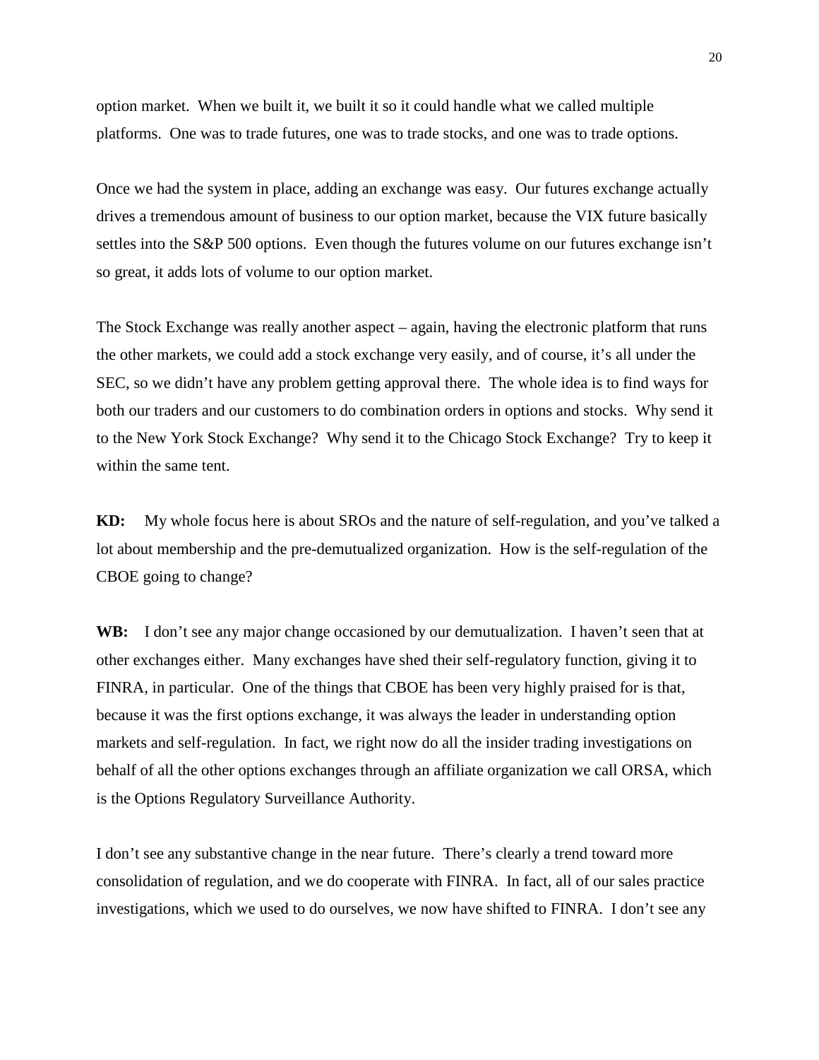option market. When we built it, we built it so it could handle what we called multiple platforms. One was to trade futures, one was to trade stocks, and one was to trade options.

Once we had the system in place, adding an exchange was easy. Our futures exchange actually drives a tremendous amount of business to our option market, because the VIX future basically settles into the S&P 500 options. Even though the futures volume on our futures exchange isn't so great, it adds lots of volume to our option market.

The Stock Exchange was really another aspect – again, having the electronic platform that runs the other markets, we could add a stock exchange very easily, and of course, it's all under the SEC, so we didn't have any problem getting approval there. The whole idea is to find ways for both our traders and our customers to do combination orders in options and stocks. Why send it to the New York Stock Exchange? Why send it to the Chicago Stock Exchange? Try to keep it within the same tent.

**KD:** My whole focus here is about SROs and the nature of self-regulation, and you've talked a lot about membership and the pre-demutualized organization. How is the self-regulation of the CBOE going to change?

**WB:** I don't see any major change occasioned by our demutualization. I haven't seen that at other exchanges either. Many exchanges have shed their self-regulatory function, giving it to FINRA, in particular. One of the things that CBOE has been very highly praised for is that, because it was the first options exchange, it was always the leader in understanding option markets and self-regulation. In fact, we right now do all the insider trading investigations on behalf of all the other options exchanges through an affiliate organization we call ORSA, which is the Options Regulatory Surveillance Authority.

I don't see any substantive change in the near future. There's clearly a trend toward more consolidation of regulation, and we do cooperate with FINRA. In fact, all of our sales practice investigations, which we used to do ourselves, we now have shifted to FINRA. I don't see any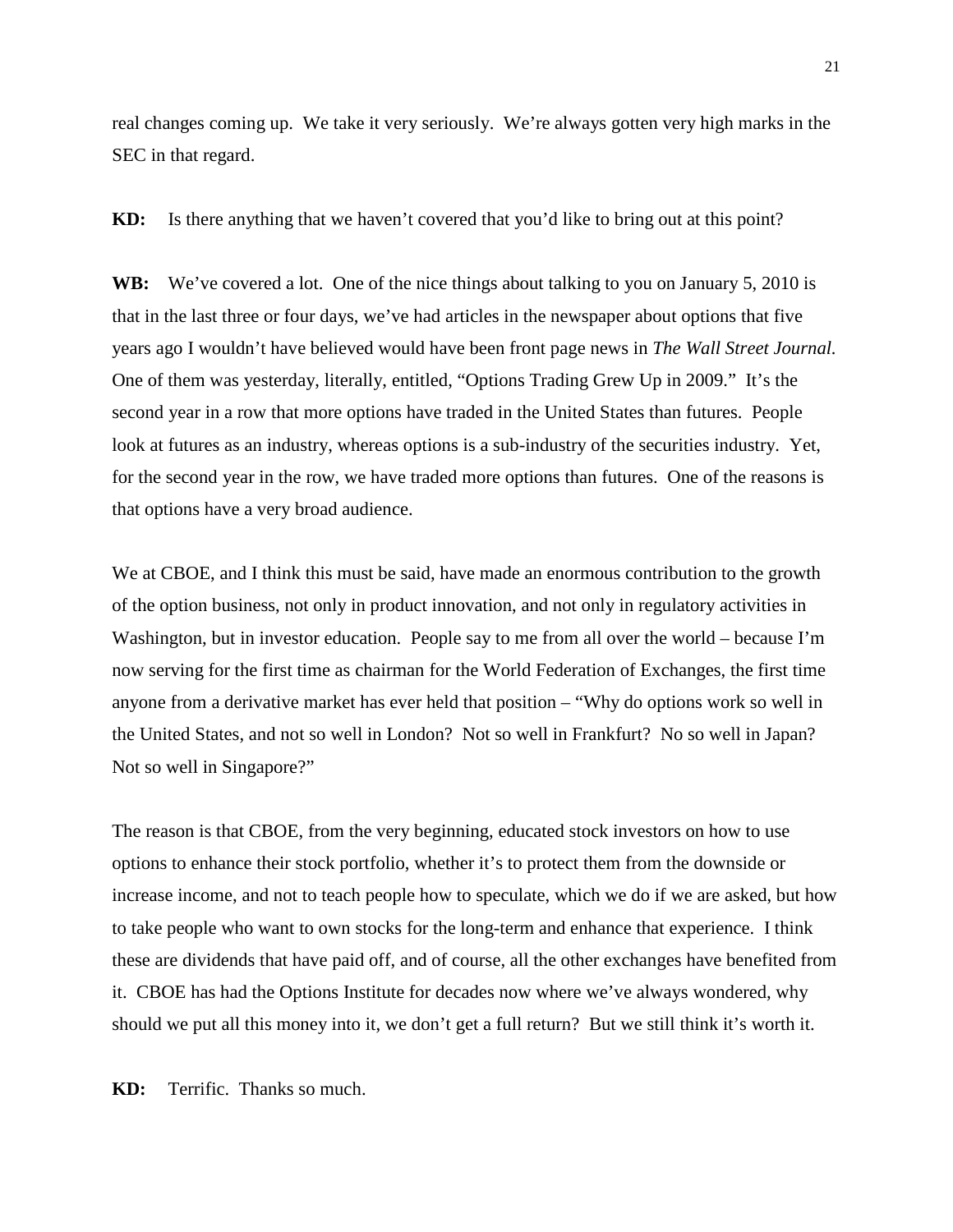real changes coming up. We take it very seriously. We're always gotten very high marks in the SEC in that regard.

**KD:** Is there anything that we haven't covered that you'd like to bring out at this point?

**WB:** We've covered a lot. One of the nice things about talking to you on January 5, 2010 is that in the last three or four days, we've had articles in the newspaper about options that five years ago I wouldn't have believed would have been front page news in *The Wall Street Journal.* One of them was yesterday, literally, entitled, "Options Trading Grew Up in 2009." It's the second year in a row that more options have traded in the United States than futures. People look at futures as an industry, whereas options is a sub-industry of the securities industry. Yet, for the second year in the row, we have traded more options than futures. One of the reasons is that options have a very broad audience.

We at CBOE, and I think this must be said, have made an enormous contribution to the growth of the option business, not only in product innovation, and not only in regulatory activities in Washington, but in investor education. People say to me from all over the world – because I'm now serving for the first time as chairman for the World Federation of Exchanges, the first time anyone from a derivative market has ever held that position – "Why do options work so well in the United States, and not so well in London? Not so well in Frankfurt? No so well in Japan? Not so well in Singapore?"

The reason is that CBOE, from the very beginning, educated stock investors on how to use options to enhance their stock portfolio, whether it's to protect them from the downside or increase income, and not to teach people how to speculate, which we do if we are asked, but how to take people who want to own stocks for the long-term and enhance that experience. I think these are dividends that have paid off, and of course, all the other exchanges have benefited from it. CBOE has had the Options Institute for decades now where we've always wondered, why should we put all this money into it, we don't get a full return? But we still think it's worth it.

**KD:** Terrific. Thanks so much.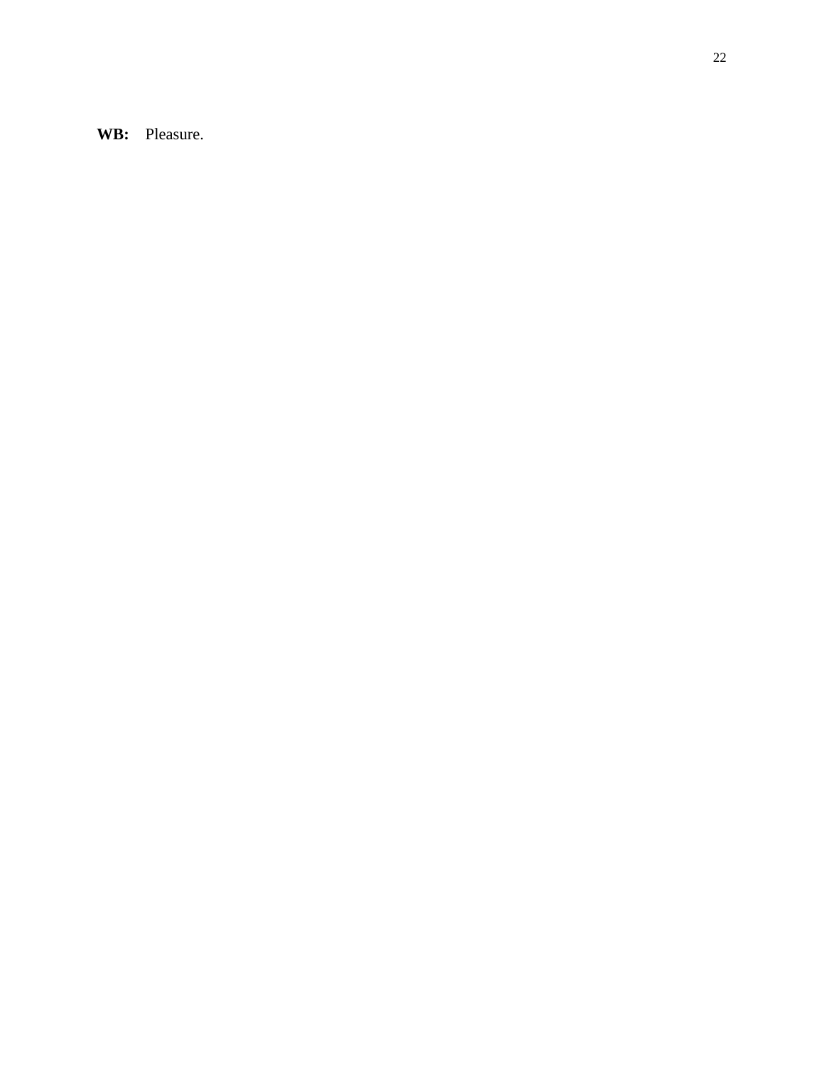**WB:** Pleasure.